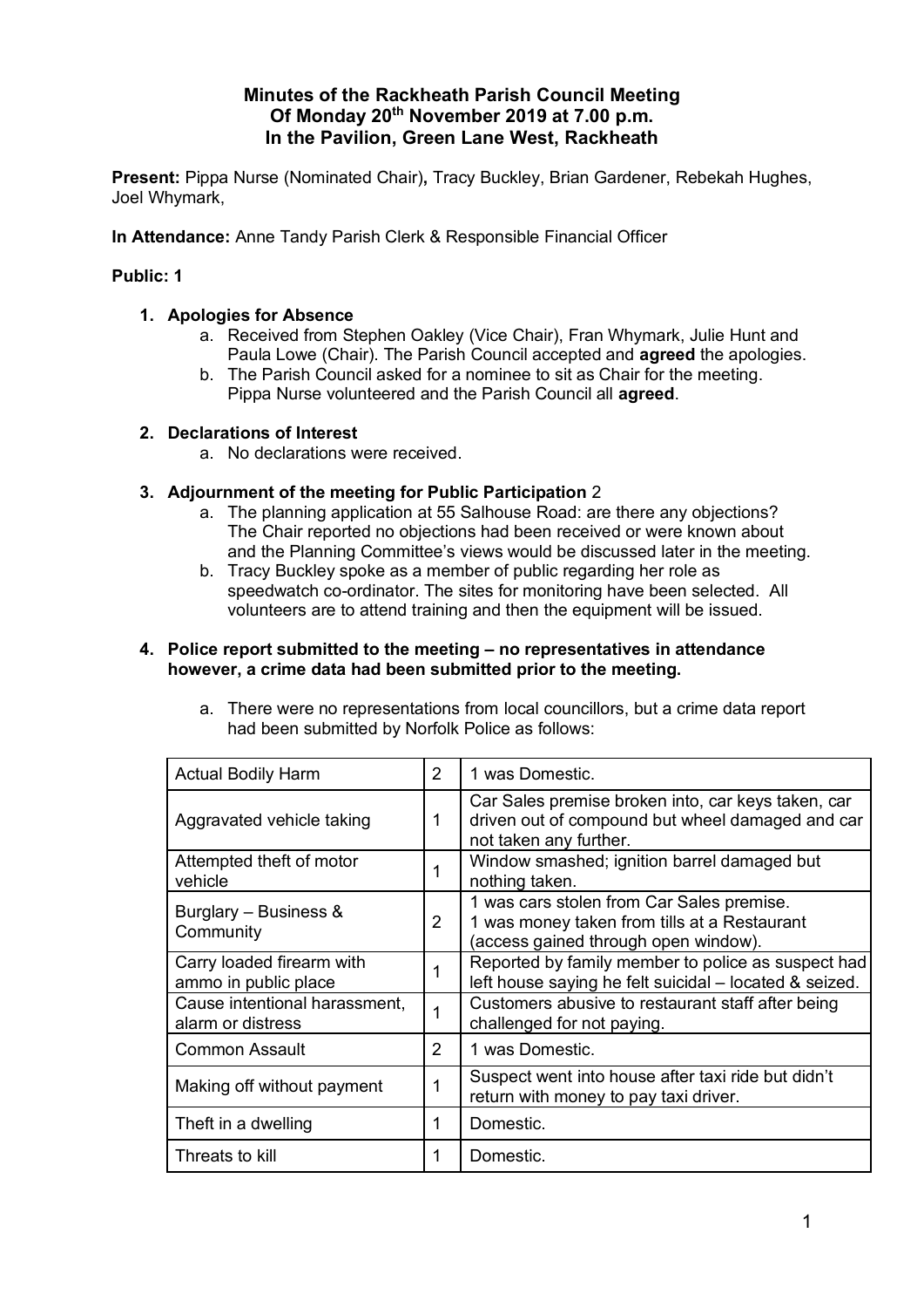# Minutes of the Rackheath Parish Council Meeting
# Of Monday 20th November 2019 at 7.00 p.m.
# In the Pavilion, Green Lane West, Rackheath

**Present:** Pippa Nurse (Nominated Chair)**,** Tracy Buckley, Brian Gardener, Rebekah Hughes, Joel Whymark,

**In Attendance:** Anne Tandy Parish Clerk & Responsible Financial Officer

**Public: 1**

1. **Apologies for Absence**
   a. Received from Stephen Oakley (Vice Chair), Fran Whymark, Julie Hunt and Paula Lowe (Chair). The Parish Council accepted and **agreed** the apologies.
   b. The Parish Council asked for a nominee to sit as Chair for the meeting. Pippa Nurse volunteered and the Parish Council all **agreed**.

2. **Declarations of Interest**
   a. No declarations were received.

3. **Adjournment of the meeting for Public Participation** 2
   a. The planning application at 55 Salhouse Road: are there any objections? The Chair reported no objections had been received or were known about and the Planning Committee's views would be discussed later in the meeting.
   b. Tracy Buckley spoke as a member of public regarding her role as speedwatch co-ordinator. The sites for monitoring have been selected. All volunteers are to attend training and then the equipment will be issued.

4. **Police report submitted to the meeting – no representatives in attendance however, a crime data had been submitted prior to the meeting.**
   a. There were no representations from local councillors, but a crime data report had been submitted by Norfolk Police as follows:

| | | |
|---|---|---|
| Actual Bodily Harm | 2 | 1 was Domestic. |
| Aggravated vehicle taking | 1 | Car Sales premise broken into, car keys taken, car driven out of compound but wheel damaged and car not taken any further. |
| Attempted theft of motor vehicle | 1 | Window smashed; ignition barrel damaged but nothing taken. |
| Burglary – Business & Community | 2 | 1 was cars stolen from Car Sales premise. 1 was money taken from tills at a Restaurant (access gained through open window). |
| Carry loaded firearm with ammo in public place | 1 | Reported by family member to police as suspect had left house saying he felt suicidal – located & seized. |
| Cause intentional harassment, alarm or distress | 1 | Customers abusive to restaurant staff after being challenged for not paying. |
| Common Assault | 2 | 1 was Domestic. |
| Making off without payment | 1 | Suspect went into house after taxi ride but didn't return with money to pay taxi driver. |
| Theft in a dwelling | 1 | Domestic. |
| Threats to kill | 1 | Domestic. |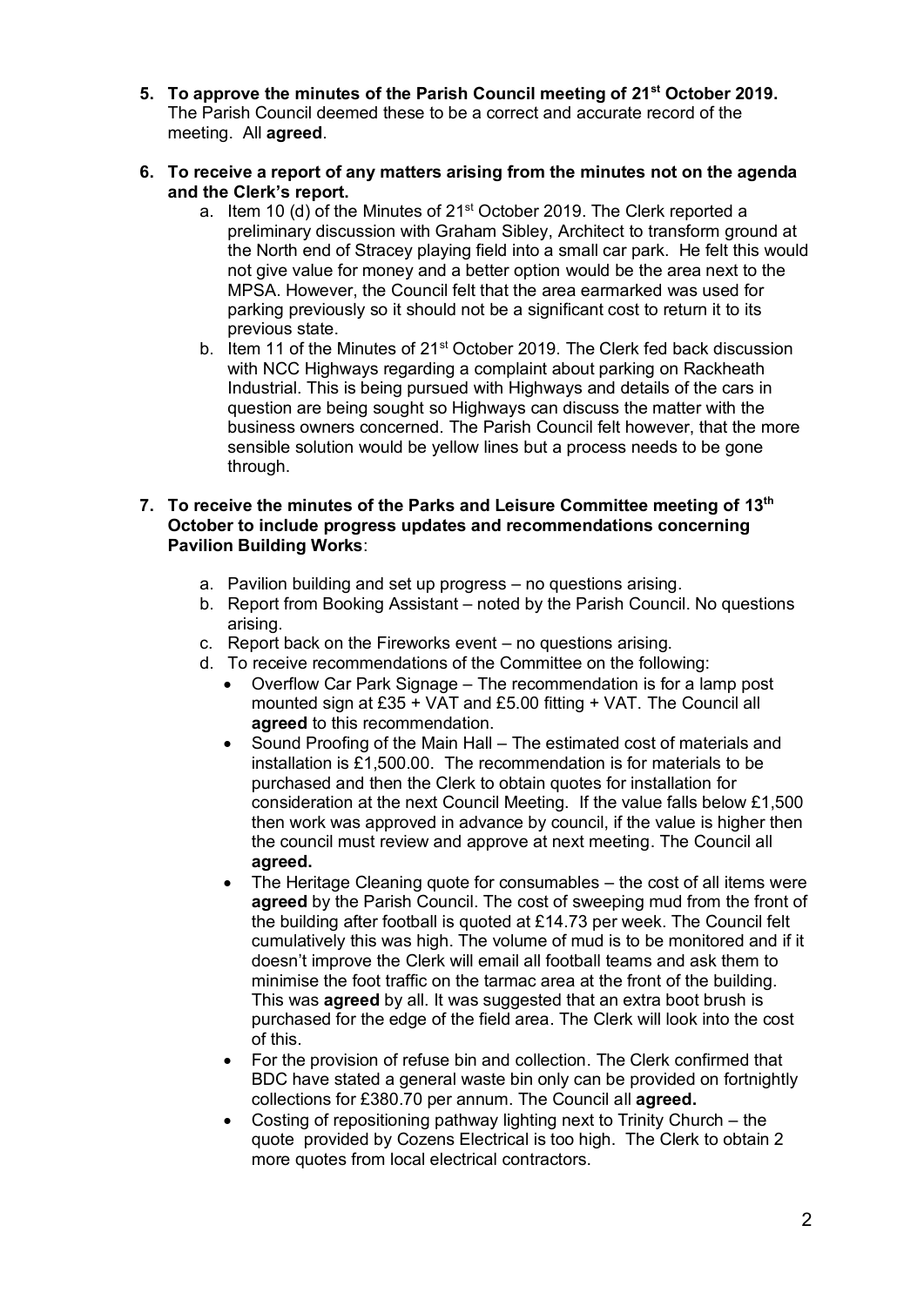5. **To approve the minutes of the Parish Council meeting of 21st October 2019.**
   The Parish Council deemed these to be a correct and accurate record of the meeting. All **agreed**.

6. **To receive a report of any matters arising from the minutes not on the agenda and the Clerk's report.**
   a. Item 10 (d) of the Minutes of 21st October 2019. The Clerk reported a preliminary discussion with Graham Sibley, Architect to transform ground at the North end of Stracey playing field into a small car park. He felt this would not give value for money and a better option would be the area next to the MPSA. However, the Council felt that the area earmarked was used for parking previously so it should not be a significant cost to return it to its previous state.
   b. Item 11 of the Minutes of 21st October 2019. The Clerk fed back discussion with NCC Highways regarding a complaint about parking on Rackheath Industrial. This is being pursued with Highways and details of the cars in question are being sought so Highways can discuss the matter with the business owners concerned. The Parish Council felt however, that the more sensible solution would be yellow lines but a process needs to be gone through.

7. **To receive the minutes of the Parks and Leisure Committee meeting of 13th October to include progress updates and recommendations concerning Pavilion Building Works**:

   a. Pavilion building and set up progress – no questions arising.
   b. Report from Booking Assistant – noted by the Parish Council. No questions arising.
   c. Report back on the Fireworks event – no questions arising.
   d. To receive recommendations of the Committee on the following:
      - Overflow Car Park Signage – The recommendation is for a lamp post mounted sign at £35 + VAT and £5.00 fitting + VAT. The Council all **agreed** to this recommendation.
      - Sound Proofing of the Main Hall – The estimated cost of materials and installation is £1,500.00. The recommendation is for materials to be purchased and then the Clerk to obtain quotes for installation for consideration at the next Council Meeting. If the value falls below £1,500 then work was approved in advance by council, if the value is higher then the council must review and approve at next meeting. The Council all **agreed.**
      - The Heritage Cleaning quote for consumables – the cost of all items were **agreed** by the Parish Council. The cost of sweeping mud from the front of the building after football is quoted at £14.73 per week. The Council felt cumulatively this was high. The volume of mud is to be monitored and if it doesn't improve the Clerk will email all football teams and ask them to minimise the foot traffic on the tarmac area at the front of the building. This was **agreed** by all. It was suggested that an extra boot brush is purchased for the edge of the field area. The Clerk will look into the cost of this.
      - For the provision of refuse bin and collection. The Clerk confirmed that BDC have stated a general waste bin only can be provided on fortnightly collections for £380.70 per annum. The Council all **agreed.**
      - Costing of repositioning pathway lighting next to Trinity Church – the quote provided by Cozens Electrical is too high. The Clerk to obtain 2 more quotes from local electrical contractors.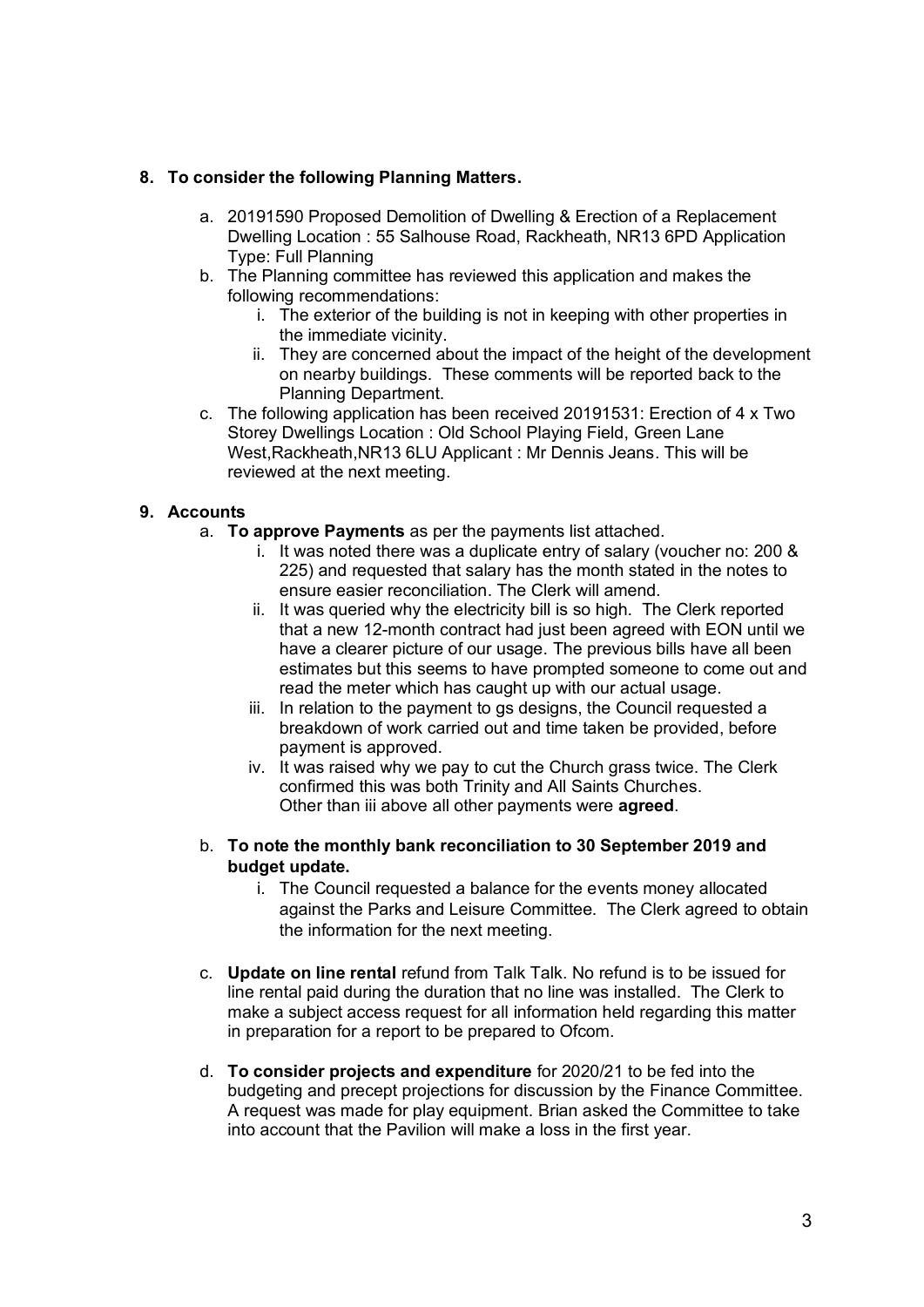**8. To consider the following Planning Matters.**

a. 20191590 Proposed Demolition of Dwelling & Erection of a Replacement Dwelling Location : 55 Salhouse Road, Rackheath, NR13 6PD Application Type: Full Planning

b. The Planning committee has reviewed this application and makes the following recommendations:

   i. The exterior of the building is not in keeping with other properties in the immediate vicinity.

   ii. They are concerned about the impact of the height of the development on nearby buildings. These comments will be reported back to the Planning Department.

c. The following application has been received 20191531: Erection of 4 x Two Storey Dwellings Location : Old School Playing Field, Green Lane West,Rackheath,NR13 6LU Applicant : Mr Dennis Jeans. This will be reviewed at the next meeting.

**9. Accounts**

a. **To approve Payments** as per the payments list attached.

   i. It was noted there was a duplicate entry of salary (voucher no: 200 & 225) and requested that salary has the month stated in the notes to ensure easier reconciliation. The Clerk will amend.

   ii. It was queried why the electricity bill is so high. The Clerk reported that a new 12-month contract had just been agreed with EON until we have a clearer picture of our usage. The previous bills have all been estimates but this seems to have prompted someone to come out and read the meter which has caught up with our actual usage.

   iii. In relation to the payment to gs designs, the Council requested a breakdown of work carried out and time taken be provided, before payment is approved.

   iv. It was raised why we pay to cut the Church grass twice. The Clerk confirmed this was both Trinity and All Saints Churches.
   Other than iii above all other payments were **agreed**.

b. **To note the monthly bank reconciliation to 30 September 2019 and budget update.**

   i. The Council requested a balance for the events money allocated against the Parks and Leisure Committee. The Clerk agreed to obtain the information for the next meeting.

c. **Update on line rental** refund from Talk Talk. No refund is to be issued for line rental paid during the duration that no line was installed. The Clerk to make a subject access request for all information held regarding this matter in preparation for a report to be prepared to Ofcom.

d. **To consider projects and expenditure** for 2020/21 to be fed into the budgeting and precept projections for discussion by the Finance Committee. A request was made for play equipment. Brian asked the Committee to take into account that the Pavilion will make a loss in the first year.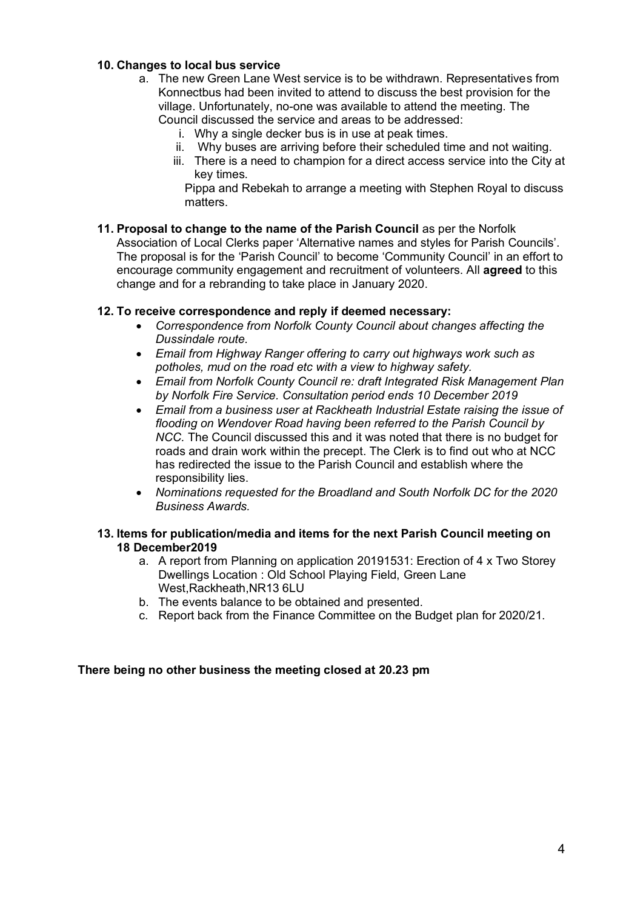**10. Changes to local bus service**

a. The new Green Lane West service is to be withdrawn. Representatives from Konnectbus had been invited to attend to discuss the best provision for the village. Unfortunately, no-one was available to attend the meeting. The Council discussed the service and areas to be addressed:
   i. Why a single decker bus is in use at peak times.
   ii. Why buses are arriving before their scheduled time and not waiting.
   iii. There is a need to champion for a direct access service into the City at key times.

   Pippa and Rebekah to arrange a meeting with Stephen Royal to discuss matters.

**11. Proposal to change to the name of the Parish Council** as per the Norfolk Association of Local Clerks paper 'Alternative names and styles for Parish Councils'. The proposal is for the 'Parish Council' to become 'Community Council' in an effort to encourage community engagement and recruitment of volunteers. All **agreed** to this change and for a rebranding to take place in January 2020.

**12. To receive correspondence and reply if deemed necessary:**

- *Correspondence from Norfolk County Council about changes affecting the Dussindale route.*
- *Email from Highway Ranger offering to carry out highways work such as potholes, mud on the road etc with a view to highway safety.*
- *Email from Norfolk County Council re: draft Integrated Risk Management Plan by Norfolk Fire Service. Consultation period ends 10 December 2019*
- *Email from a business user at Rackheath Industrial Estate raising the issue of flooding on Wendover Road having been referred to the Parish Council by NCC.* The Council discussed this and it was noted that there is no budget for roads and drain work within the precept. The Clerk is to find out who at NCC has redirected the issue to the Parish Council and establish where the responsibility lies.
- *Nominations requested for the Broadland and South Norfolk DC for the 2020 Business Awards.*

**13. Items for publication/media and items for the next Parish Council meeting on 18 December2019**

a. A report from Planning on application 20191531: Erection of 4 x Two Storey Dwellings Location : Old School Playing Field, Green Lane West,Rackheath,NR13 6LU
b. The events balance to be obtained and presented.
c. Report back from the Finance Committee on the Budget plan for 2020/21.

**There being no other business the meeting closed at 20.23 pm**